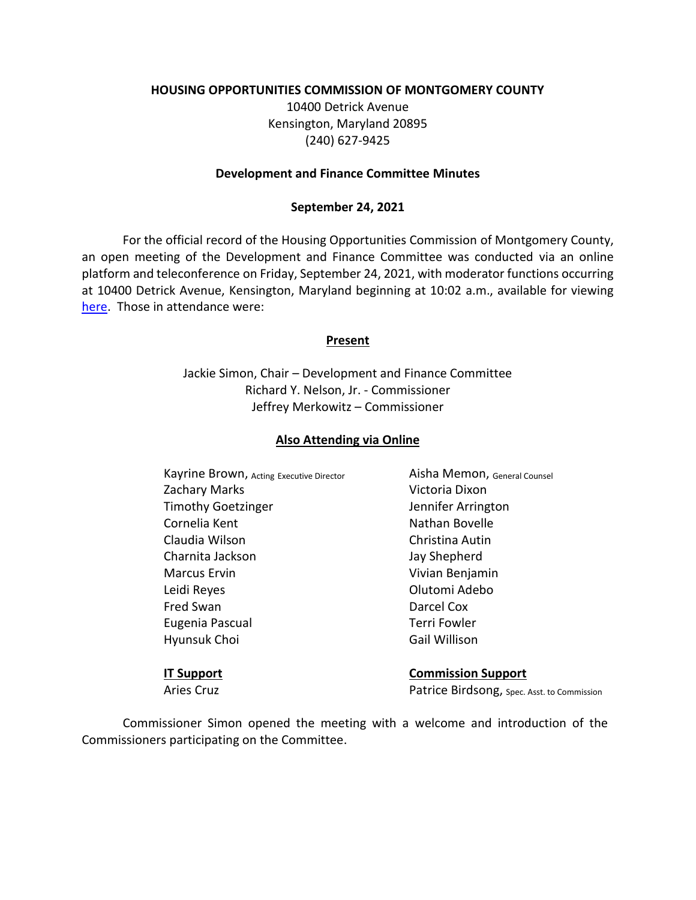**HOUSING OPPORTUNITIES COMMISSION OF MONTGOMERY COUNTY**

10400 Detrick Avenue
Kensington, Maryland 20895
(240) 627-9425

**Development and Finance Committee Minutes**

**September 24, 2021**

For the official record of the Housing Opportunities Commission of Montgomery County, an open meeting of the Development and Finance Committee was conducted via an online platform and teleconference on Friday, September 24, 2021, with moderator functions occurring at 10400 Detrick Avenue, Kensington, Maryland beginning at 10:02 a.m., available for viewing here. Those in attendance were:

**Present**

Jackie Simon, Chair – Development and Finance Committee
Richard Y. Nelson, Jr. - Commissioner
Jeffrey Merkowitz – Commissioner

**Also Attending via Online**

Kayrine Brown, Acting Executive Director
Zachary Marks
Timothy Goetzinger
Cornelia Kent
Claudia Wilson
Charnita Jackson
Marcus Ervin
Leidi Reyes
Fred Swan
Eugenia Pascual
Hyunsuk Choi

Aisha Memon, General Counsel
Victoria Dixon
Jennifer Arrington
Nathan Bovelle
Christina Autin
Jay Shepherd
Vivian Benjamin
Olutomi Adebo
Darcel Cox
Terri Fowler
Gail Willison

**IT Support**

Aries Cruz

**Commission Support**

Patrice Birdsong, Spec. Asst. to Commission

Commissioner Simon opened the meeting with a welcome and introduction of the Commissioners participating on the Committee.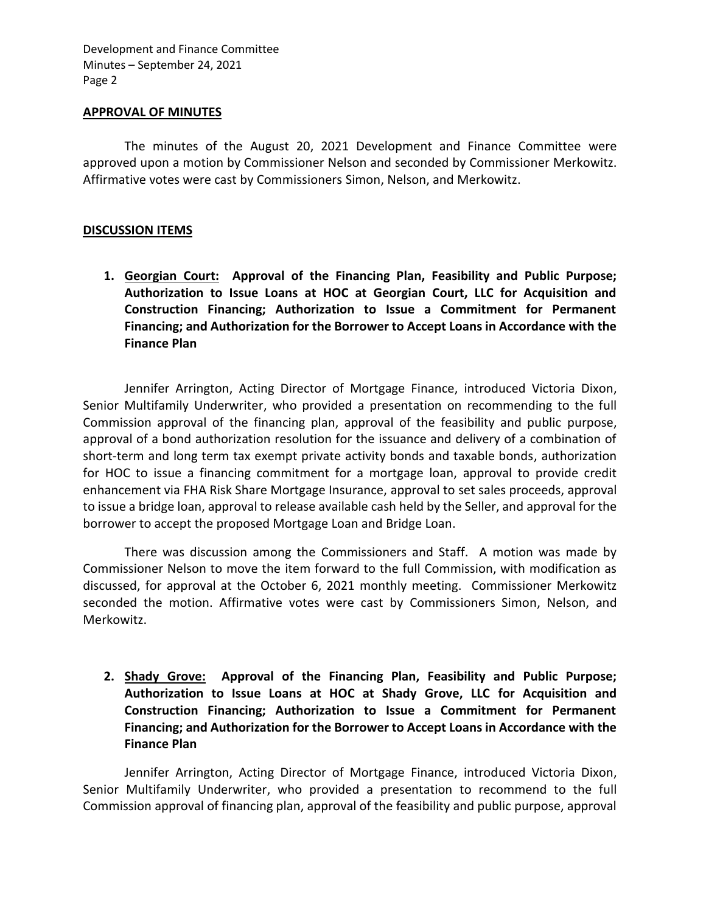## APPROVAL OF MINUTES

The minutes of the August 20, 2021 Development and Finance Committee were approved upon a motion by Commissioner Nelson and seconded by Commissioner Merkowitz. Affirmative votes were cast by Commissioners Simon, Nelson, and Merkowitz.

## DISCUSSION ITEMS

1. **Georgian Court: Approval of the Financing Plan, Feasibility and Public Purpose; Authorization to Issue Loans at HOC at Georgian Court, LLC for Acquisition and Construction Financing; Authorization to Issue a Commitment for Permanent Financing; and Authorization for the Borrower to Accept Loans in Accordance with the Finance Plan**

Jennifer Arrington, Acting Director of Mortgage Finance, introduced Victoria Dixon, Senior Multifamily Underwriter, who provided a presentation on recommending to the full Commission approval of the financing plan, approval of the feasibility and public purpose, approval of a bond authorization resolution for the issuance and delivery of a combination of short-term and long term tax exempt private activity bonds and taxable bonds, authorization for HOC to issue a financing commitment for a mortgage loan, approval to provide credit enhancement via FHA Risk Share Mortgage Insurance, approval to set sales proceeds, approval to issue a bridge loan, approval to release available cash held by the Seller, and approval for the borrower to accept the proposed Mortgage Loan and Bridge Loan.

There was discussion among the Commissioners and Staff. A motion was made by Commissioner Nelson to move the item forward to the full Commission, with modification as discussed, for approval at the October 6, 2021 monthly meeting. Commissioner Merkowitz seconded the motion. Affirmative votes were cast by Commissioners Simon, Nelson, and Merkowitz.

2. **Shady Grove: Approval of the Financing Plan, Feasibility and Public Purpose; Authorization to Issue Loans at HOC at Shady Grove, LLC for Acquisition and Construction Financing; Authorization to Issue a Commitment for Permanent Financing; and Authorization for the Borrower to Accept Loans in Accordance with the Finance Plan**

Jennifer Arrington, Acting Director of Mortgage Finance, introduced Victoria Dixon, Senior Multifamily Underwriter, who provided a presentation to recommend to the full Commission approval of financing plan, approval of the feasibility and public purpose, approval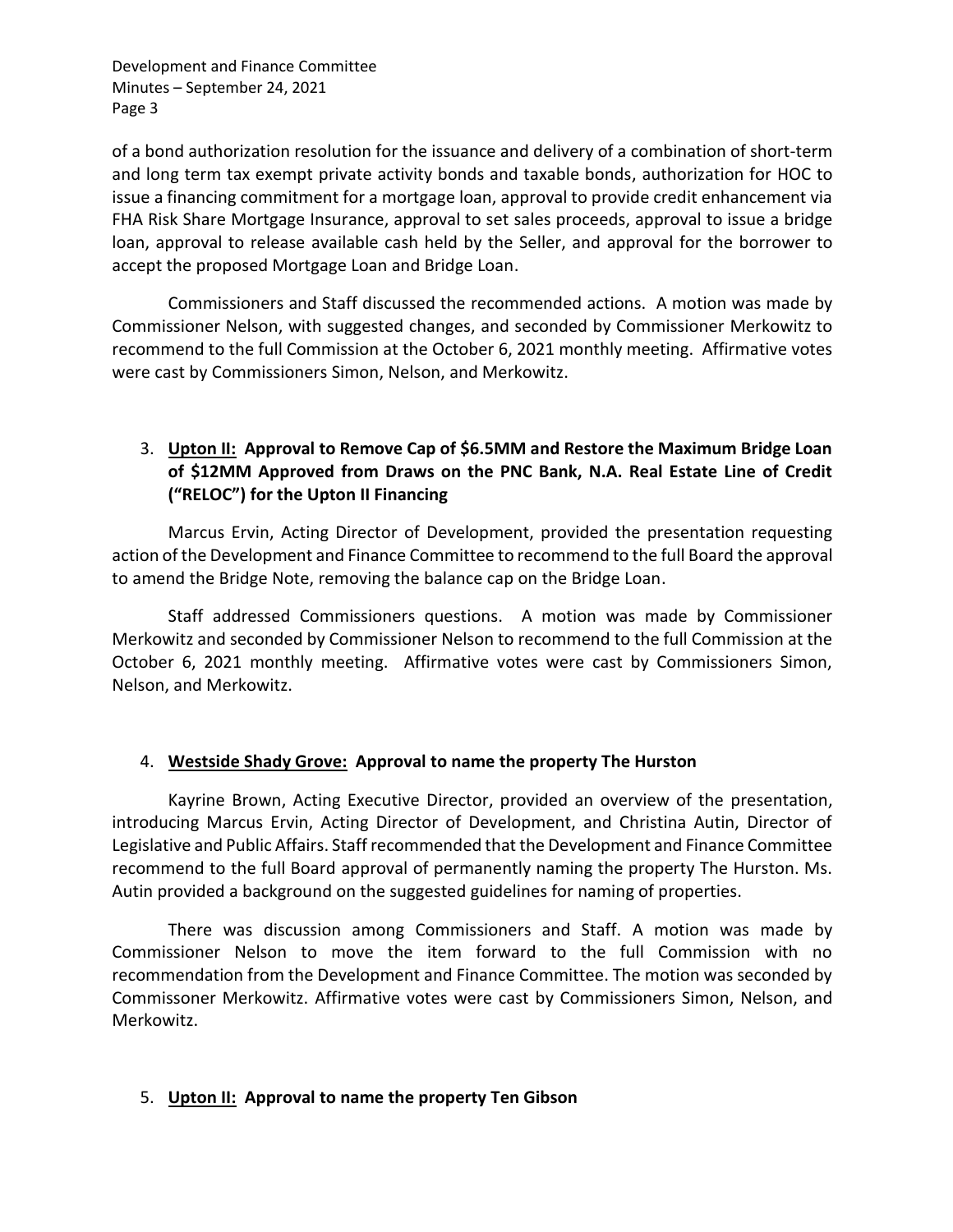of a bond authorization resolution for the issuance and delivery of a combination of short-term and long term tax exempt private activity bonds and taxable bonds, authorization for HOC to issue a financing commitment for a mortgage loan, approval to provide credit enhancement via FHA Risk Share Mortgage Insurance, approval to set sales proceeds, approval to issue a bridge loan, approval to release available cash held by the Seller, and approval for the borrower to accept the proposed Mortgage Loan and Bridge Loan.

Commissioners and Staff discussed the recommended actions. A motion was made by Commissioner Nelson, with suggested changes, and seconded by Commissioner Merkowitz to recommend to the full Commission at the October 6, 2021 monthly meeting. Affirmative votes were cast by Commissioners Simon, Nelson, and Merkowitz.

3. **<u>Upton II:</u> Approval to Remove Cap of $6.5MM and Restore the Maximum Bridge Loan of $12MM Approved from Draws on the PNC Bank, N.A. Real Estate Line of Credit ("RELOC") for the Upton II Financing**

Marcus Ervin, Acting Director of Development, provided the presentation requesting action of the Development and Finance Committee to recommend to the full Board the approval to amend the Bridge Note, removing the balance cap on the Bridge Loan.

Staff addressed Commissioners questions. A motion was made by Commissioner Merkowitz and seconded by Commissioner Nelson to recommend to the full Commission at the October 6, 2021 monthly meeting. Affirmative votes were cast by Commissioners Simon, Nelson, and Merkowitz.

4. **<u>Westside Shady Grove:</u> Approval to name the property The Hurston**

Kayrine Brown, Acting Executive Director, provided an overview of the presentation, introducing Marcus Ervin, Acting Director of Development, and Christina Autin, Director of Legislative and Public Affairs. Staff recommended that the Development and Finance Committee recommend to the full Board approval of permanently naming the property The Hurston. Ms. Autin provided a background on the suggested guidelines for naming of properties.

There was discussion among Commissioners and Staff. A motion was made by Commissioner Nelson to move the item forward to the full Commission with no recommendation from the Development and Finance Committee. The motion was seconded by Commissoner Merkowitz. Affirmative votes were cast by Commissioners Simon, Nelson, and Merkowitz.

5. **<u>Upton II:</u> Approval to name the property Ten Gibson**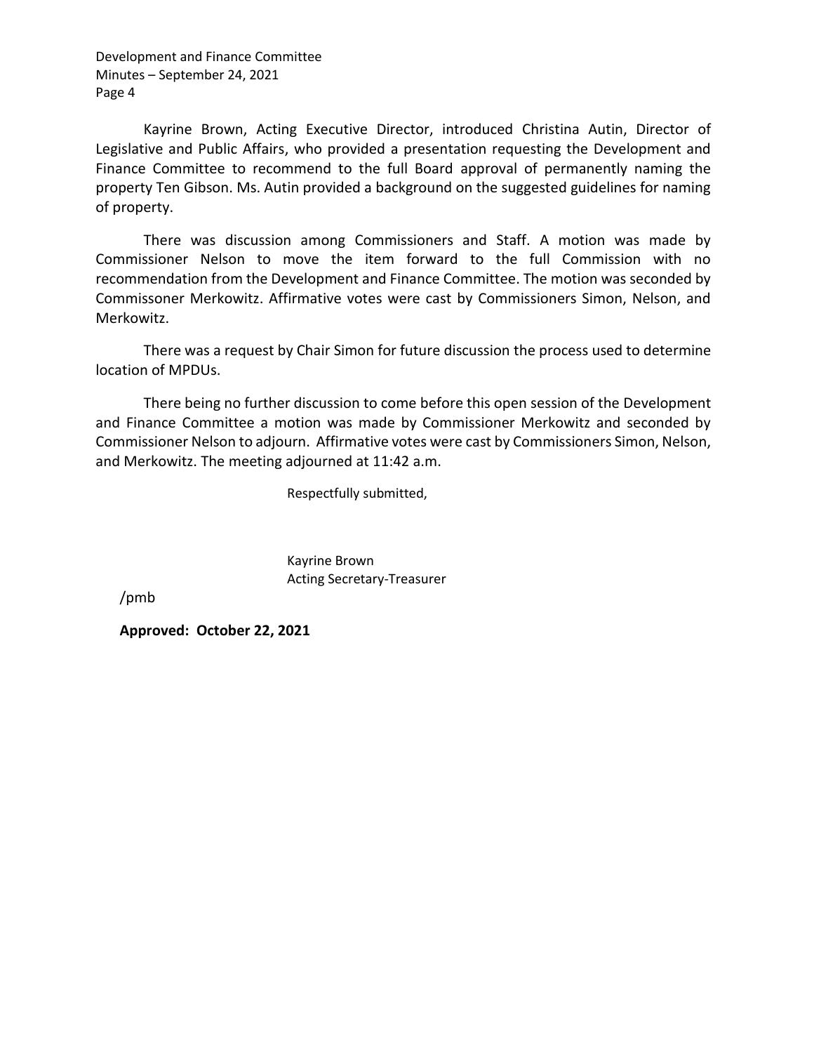Kayrine Brown, Acting Executive Director, introduced Christina Autin, Director of Legislative and Public Affairs, who provided a presentation requesting the Development and Finance Committee to recommend to the full Board approval of permanently naming the property Ten Gibson. Ms. Autin provided a background on the suggested guidelines for naming of property.

There was discussion among Commissioners and Staff. A motion was made by Commissioner Nelson to move the item forward to the full Commission with no recommendation from the Development and Finance Committee. The motion was seconded by Commissoner Merkowitz. Affirmative votes were cast by Commissioners Simon, Nelson, and Merkowitz.

There was a request by Chair Simon for future discussion the process used to determine location of MPDUs.

There being no further discussion to come before this open session of the Development and Finance Committee a motion was made by Commissioner Merkowitz and seconded by Commissioner Nelson to adjourn. Affirmative votes were cast by Commissioners Simon, Nelson, and Merkowitz. The meeting adjourned at 11:42 a.m.

Respectfully submitted,

Kayrine Brown
Acting Secretary-Treasurer

/pmb

**Approved: October 22, 2021**